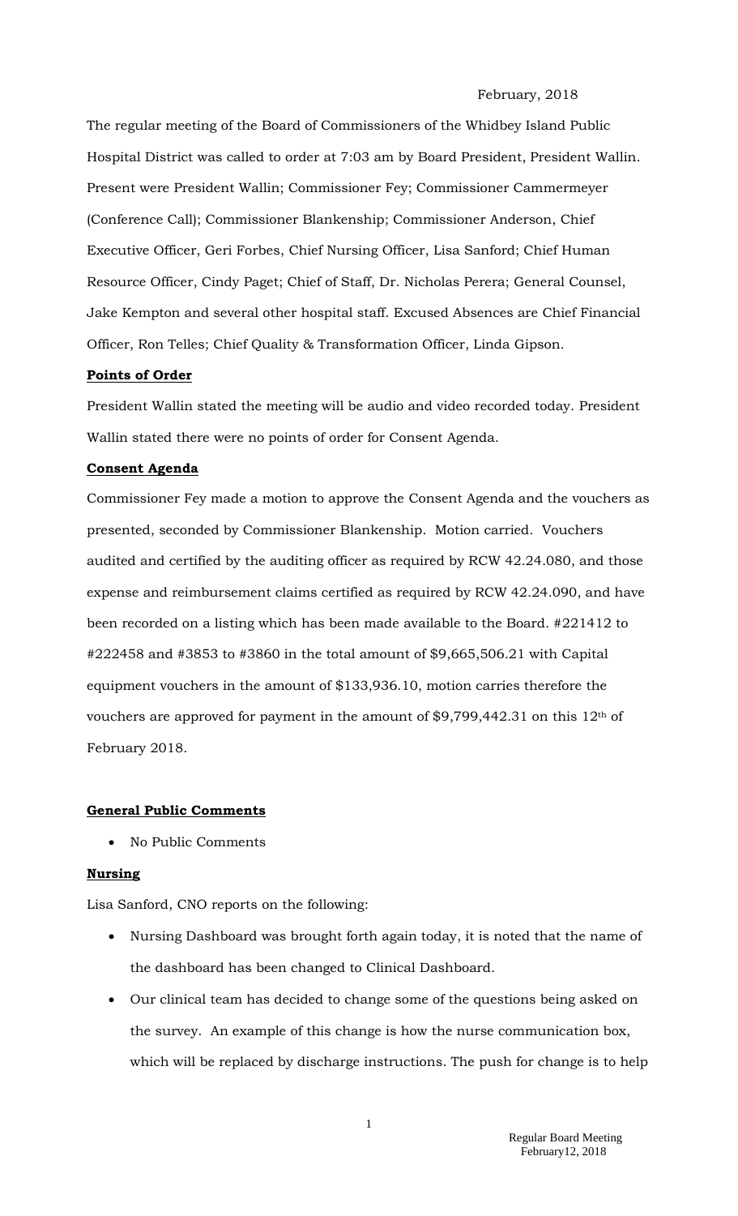February, 2018

The regular meeting of the Board of Commissioners of the Whidbey Island Public Hospital District was called to order at 7:03 am by Board President, President Wallin. Present were President Wallin; Commissioner Fey; Commissioner Cammermeyer (Conference Call); Commissioner Blankenship; Commissioner Anderson, Chief Executive Officer, Geri Forbes, Chief Nursing Officer, Lisa Sanford; Chief Human Resource Officer, Cindy Paget; Chief of Staff, Dr. Nicholas Perera; General Counsel, Jake Kempton and several other hospital staff. Excused Absences are Chief Financial Officer, Ron Telles; Chief Quality & Transformation Officer, Linda Gipson.

**Points of Order**

President Wallin stated the meeting will be audio and video recorded today. President Wallin stated there were no points of order for Consent Agenda.

**Consent Agenda**

Commissioner Fey made a motion to approve the Consent Agenda and the vouchers as presented, seconded by Commissioner Blankenship. Motion carried. Vouchers audited and certified by the auditing officer as required by RCW 42.24.080, and those expense and reimbursement claims certified as required by RCW 42.24.090, and have been recorded on a listing which has been made available to the Board. #221412 to #222458 and #3853 to #3860 in the total amount of $9,665,506.21 with Capital equipment vouchers in the amount of $133,936.10, motion carries therefore the vouchers are approved for payment in the amount of $9,799,442.31 on this 12th of February 2018.

**General Public Comments**

- No Public Comments

**Nursing**

Lisa Sanford, CNO reports on the following:

- Nursing Dashboard was brought forth again today, it is noted that the name of the dashboard has been changed to Clinical Dashboard.
- Our clinical team has decided to change some of the questions being asked on the survey. An example of this change is how the nurse communication box, which will be replaced by discharge instructions. The push for change is to help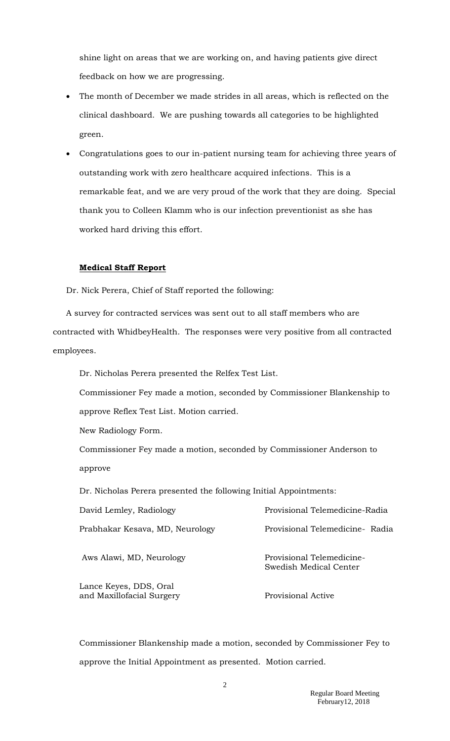shine light on areas that we are working on, and having patients give direct feedback on how we are progressing.

- The month of December we made strides in all areas, which is reflected on the clinical dashboard. We are pushing towards all categories to be highlighted green.
- Congratulations goes to our in-patient nursing team for achieving three years of outstanding work with zero healthcare acquired infections. This is a remarkable feat, and we are very proud of the work that they are doing. Special thank you to Colleen Klamm who is our infection preventionist as she has worked hard driving this effort.

**Medical Staff Report**

Dr. Nick Perera, Chief of Staff reported the following:

A survey for contracted services was sent out to all staff members who are contracted with WhidbeyHealth. The responses were very positive from all contracted employees.

Dr. Nicholas Perera presented the Relfex Test List.

Commissioner Fey made a motion, seconded by Commissioner Blankenship to approve Reflex Test List. Motion carried.

New Radiology Form.

Commissioner Fey made a motion, seconded by Commissioner Anderson to approve

Dr. Nicholas Perera presented the following Initial Appointments:

| | |
|---|---|
| David Lemley, Radiology | Provisional Telemedicine-Radia |
| Prabhakar Kesava, MD, Neurology | Provisional Telemedicine- Radia |
| Aws Alawi, MD, Neurology | Provisional Telemedicine- Swedish Medical Center |
| Lance Keyes, DDS, Oral and Maxillofacial Surgery | Provisional Active |

Commissioner Blankenship made a motion, seconded by Commissioner Fey to approve the Initial Appointment as presented. Motion carried.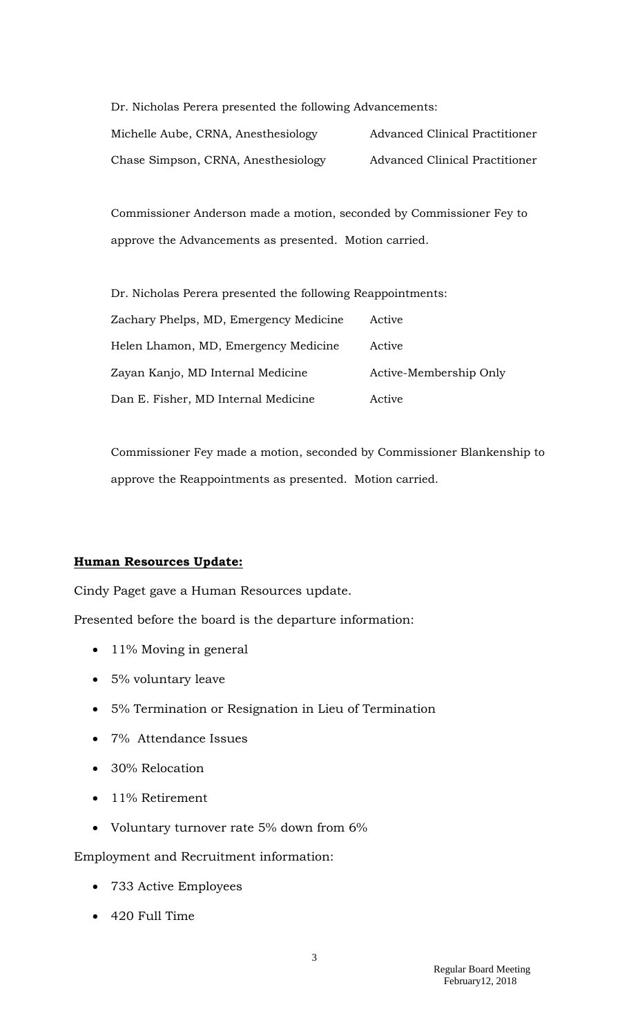Dr. Nicholas Perera presented the following Advancements:

| | |
|---|---|
| Michelle Aube, CRNA, Anesthesiology | Advanced Clinical Practitioner |
| Chase Simpson, CRNA, Anesthesiology | Advanced Clinical Practitioner |

Commissioner Anderson made a motion, seconded by Commissioner Fey to approve the Advancements as presented. Motion carried.

Dr. Nicholas Perera presented the following Reappointments:

| | |
|---|---|
| Zachary Phelps, MD, Emergency Medicine | Active |
| Helen Lhamon, MD, Emergency Medicine | Active |
| Zayan Kanjo, MD Internal Medicine | Active-Membership Only |
| Dan E. Fisher, MD Internal Medicine | Active |

Commissioner Fey made a motion, seconded by Commissioner Blankenship to approve the Reappointments as presented. Motion carried.

**Human Resources Update:**

Cindy Paget gave a Human Resources update.

Presented before the board is the departure information:

- 11% Moving in general
- 5% voluntary leave
- 5% Termination or Resignation in Lieu of Termination
- 7% Attendance Issues
- 30% Relocation
- 11% Retirement
- Voluntary turnover rate 5% down from 6%

Employment and Recruitment information:

- 733 Active Employees
- 420 Full Time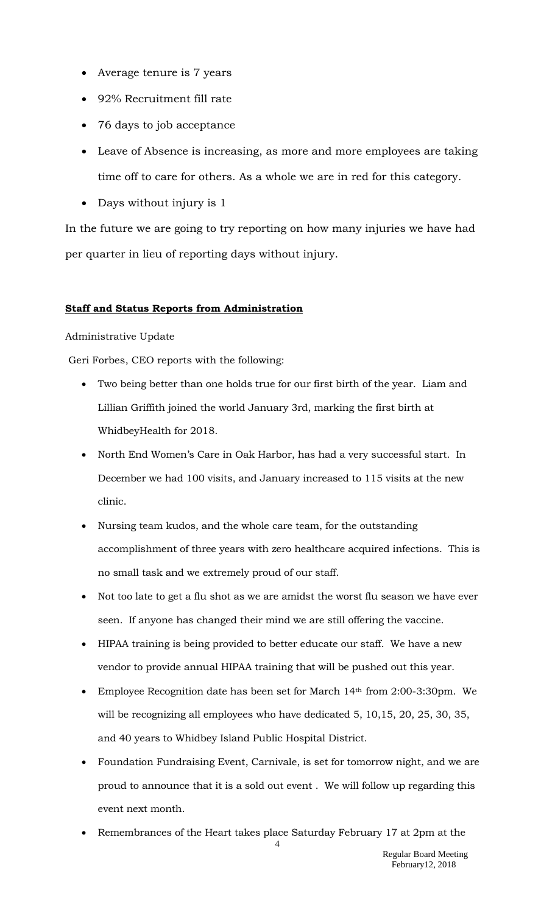- Average tenure is 7 years
- 92% Recruitment fill rate
- 76 days to job acceptance
- Leave of Absence is increasing, as more and more employees are taking time off to care for others. As a whole we are in red for this category.
- Days without injury is 1

In the future we are going to try reporting on how many injuries we have had per quarter in lieu of reporting days without injury.

**Staff and Status Reports from Administration**

Administrative Update

Geri Forbes, CEO reports with the following:

- Two being better than one holds true for our first birth of the year. Liam and Lillian Griffith joined the world January 3rd, marking the first birth at WhidbeyHealth for 2018.
- North End Women's Care in Oak Harbor, has had a very successful start. In December we had 100 visits, and January increased to 115 visits at the new clinic.
- Nursing team kudos, and the whole care team, for the outstanding accomplishment of three years with zero healthcare acquired infections. This is no small task and we extremely proud of our staff.
- Not too late to get a flu shot as we are amidst the worst flu season we have ever seen. If anyone has changed their mind we are still offering the vaccine.
- HIPAA training is being provided to better educate our staff. We have a new vendor to provide annual HIPAA training that will be pushed out this year.
- Employee Recognition date has been set for March 14th from 2:00-3:30pm. We will be recognizing all employees who have dedicated 5, 10,15, 20, 25, 30, 35, and 40 years to Whidbey Island Public Hospital District.
- Foundation Fundraising Event, Carnivale, is set for tomorrow night, and we are proud to announce that it is a sold out event . We will follow up regarding this event next month.
- Remembrances of the Heart takes place Saturday February 17 at 2pm at the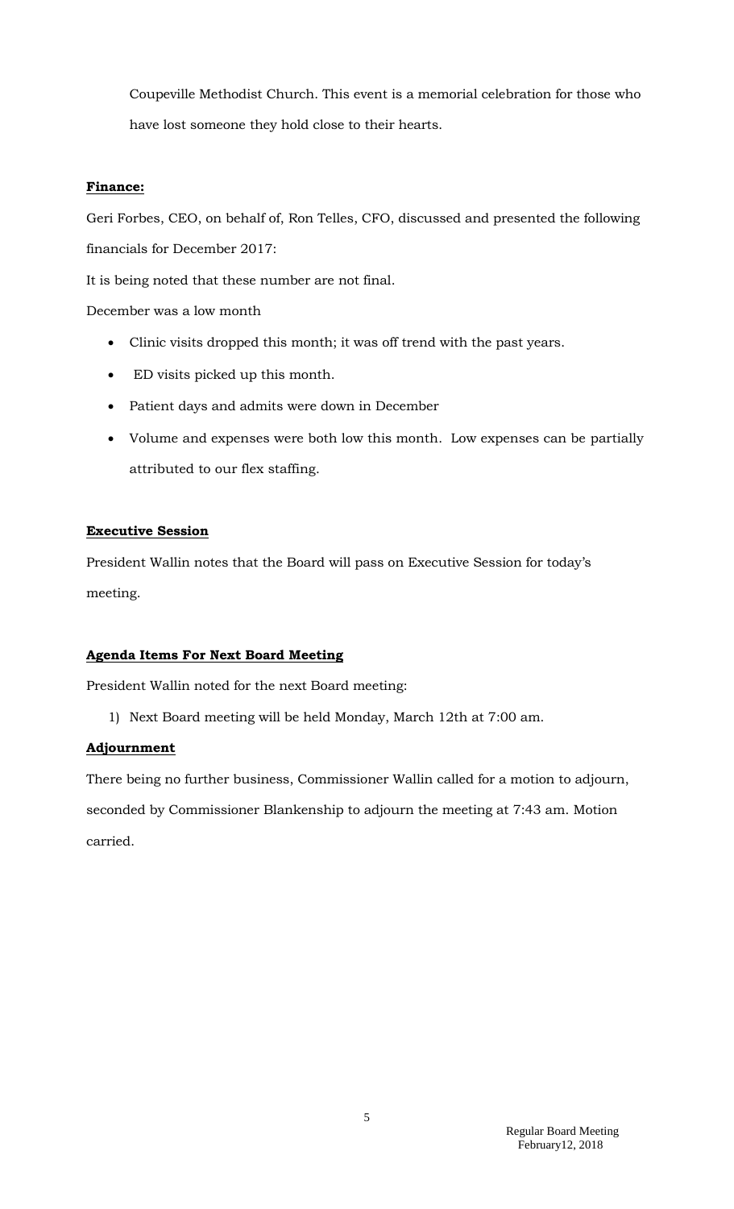Coupeville Methodist Church. This event is a memorial celebration for those who have lost someone they hold close to their hearts.

**Finance:**

Geri Forbes, CEO, on behalf of, Ron Telles, CFO, discussed and presented the following financials for December 2017:

It is being noted that these number are not final.

December was a low month

- Clinic visits dropped this month; it was off trend with the past years.
- ED visits picked up this month.
- Patient days and admits were down in December
- Volume and expenses were both low this month. Low expenses can be partially attributed to our flex staffing.

**Executive Session**

President Wallin notes that the Board will pass on Executive Session for today's meeting.

**Agenda Items For Next Board Meeting**

President Wallin noted for the next Board meeting:

1) Next Board meeting will be held Monday, March 12th at 7:00 am.

**Adjournment**

There being no further business, Commissioner Wallin called for a motion to adjourn, seconded by Commissioner Blankenship to adjourn the meeting at 7:43 am. Motion carried.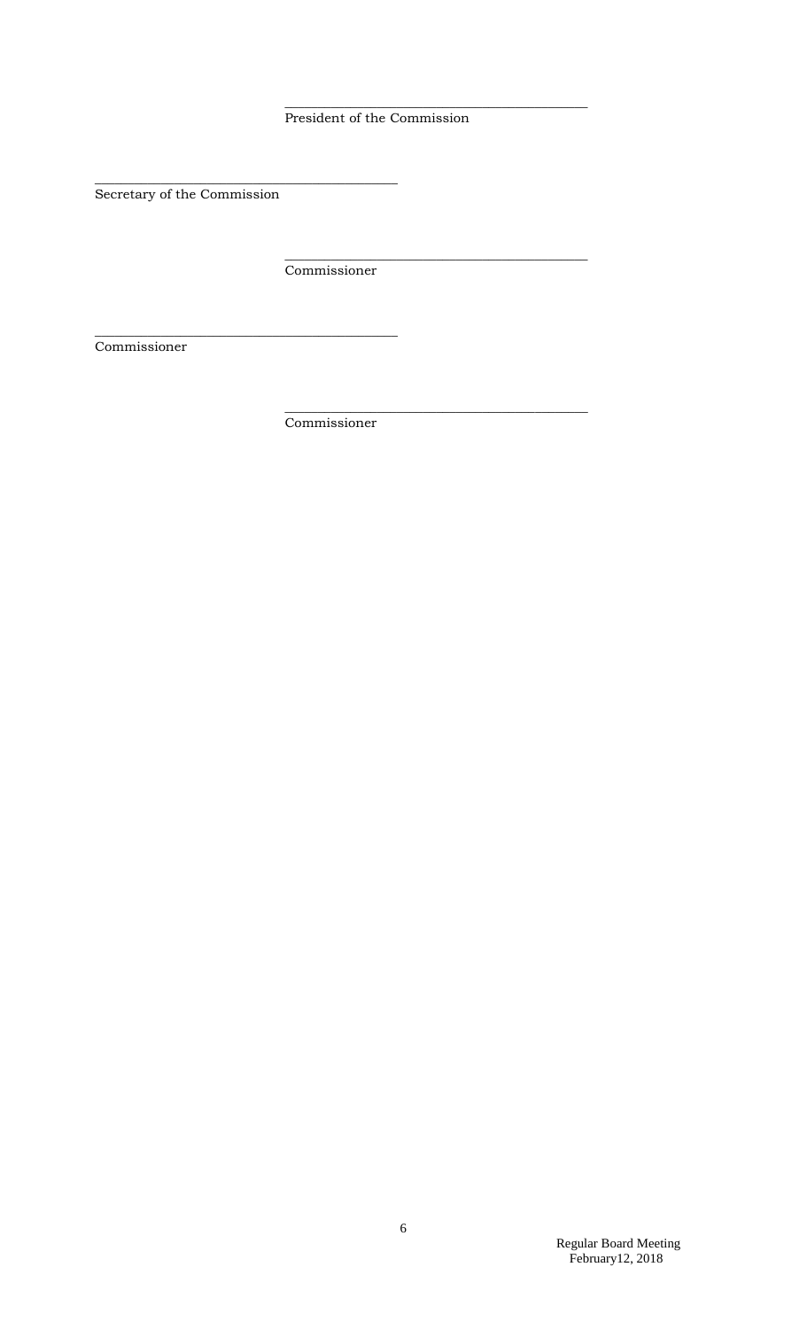\_\_\_\_\_\_\_\_\_\_\_\_\_\_\_\_\_\_\_\_\_\_\_\_\_\_\_\_\_\_\_\_\_\_\_\_\_\_\_\_
President of the Commission

\_\_\_\_\_\_\_\_\_\_\_\_\_\_\_\_\_\_\_\_\_\_\_\_\_\_\_\_\_\_\_\_\_\_\_\_\_\_\_\_
Secretary of the Commission

\_\_\_\_\_\_\_\_\_\_\_\_\_\_\_\_\_\_\_\_\_\_\_\_\_\_\_\_\_\_\_\_\_\_\_\_\_\_\_\_
Commissioner

\_\_\_\_\_\_\_\_\_\_\_\_\_\_\_\_\_\_\_\_\_\_\_\_\_\_\_\_\_\_\_\_\_\_\_\_\_\_\_\_
Commissioner

\_\_\_\_\_\_\_\_\_\_\_\_\_\_\_\_\_\_\_\_\_\_\_\_\_\_\_\_\_\_\_\_\_\_\_\_\_\_\_\_
Commissioner